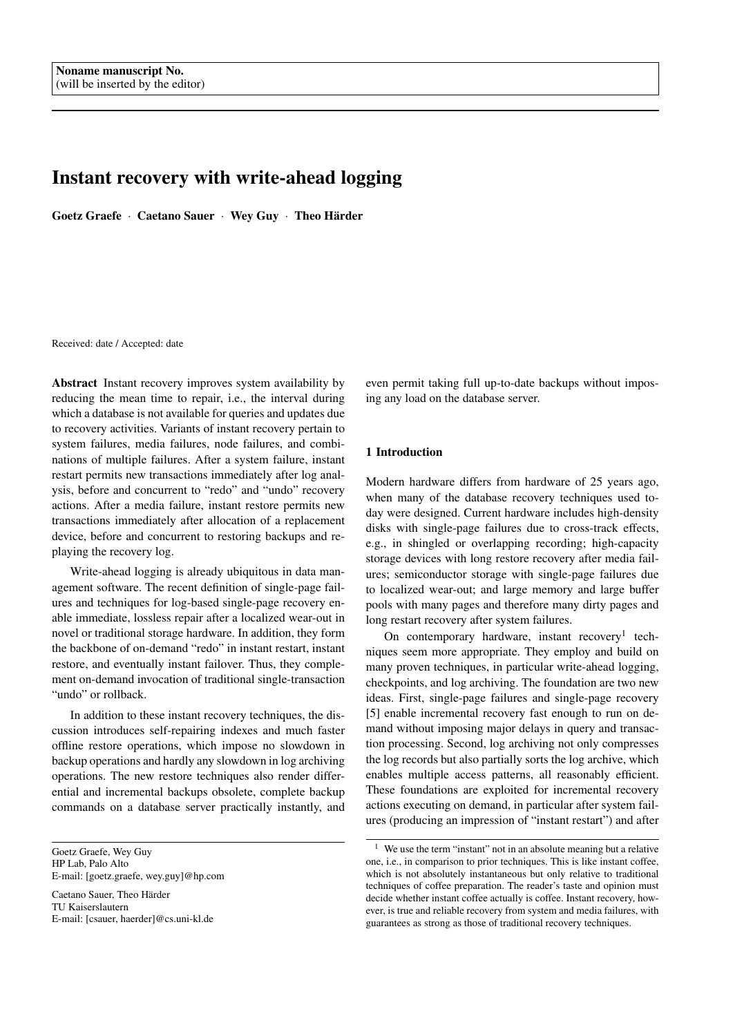Noname manuscript No.
(will be inserted by the editor)

# Instant recovery with write-ahead logging

**Goetz Graefe · Caetano Sauer · Wey Guy · Theo Härder**

Received: date / Accepted: date

**Abstract** Instant recovery improves system availability by reducing the mean time to repair, i.e., the interval during which a database is not available for queries and updates due to recovery activities. Variants of instant recovery pertain to system failures, media failures, node failures, and combinations of multiple failures. After a system failure, instant restart permits new transactions immediately after log analysis, before and concurrent to "redo" and "undo" recovery actions. After a media failure, instant restore permits new transactions immediately after allocation of a replacement device, before and concurrent to restoring backups and replaying the recovery log.

Write-ahead logging is already ubiquitous in data management software. The recent definition of single-page failures and techniques for log-based single-page recovery enable immediate, lossless repair after a localized wear-out in novel or traditional storage hardware. In addition, they form the backbone of on-demand "redo" in instant restart, instant restore, and eventually instant failover. Thus, they complement on-demand invocation of traditional single-transaction "undo" or rollback.

In addition to these instant recovery techniques, the discussion introduces self-repairing indexes and much faster offline restore operations, which impose no slowdown in backup operations and hardly any slowdown in log archiving operations. The new restore techniques also render differential and incremental backups obsolete, complete backup commands on a database server practically instantly, and even permit taking full up-to-date backups without imposing any load on the database server.

Goetz Graefe, Wey Guy
HP Lab, Palo Alto
E-mail: [goetz.graefe, wey.guy]@hp.com

Caetano Sauer, Theo Härder
TU Kaiserslautern
E-mail: [csauer, haerder]@cs.uni-kl.de

## 1 Introduction

Modern hardware differs from hardware of 25 years ago, when many of the database recovery techniques used today were designed. Current hardware includes high-density disks with single-page failures due to cross-track effects, e.g., in shingled or overlapping recording; high-capacity storage devices with long restore recovery after media failures; semiconductor storage with single-page failures due to localized wear-out; and large memory and large buffer pools with many pages and therefore many dirty pages and long restart recovery after system failures.

On contemporary hardware, instant recovery[1] techniques seem more appropriate. They employ and build on many proven techniques, in particular write-ahead logging, checkpoints, and log archiving. The foundation are two new ideas. First, single-page failures and single-page recovery [5] enable incremental recovery fast enough to run on demand without imposing major delays in query and transaction processing. Second, log archiving not only compresses the log records but also partially sorts the log archive, which enables multiple access patterns, all reasonably efficient. These foundations are exploited for incremental recovery actions executing on demand, in particular after system failures (producing an impression of "instant restart") and after

[1] We use the term "instant" not in an absolute meaning but a relative one, i.e., in comparison to prior techniques. This is like instant coffee, which is not absolutely instantaneous but only relative to traditional techniques of coffee preparation. The reader's taste and opinion must decide whether instant coffee actually is coffee. Instant recovery, however, is true and reliable recovery from system and media failures, with guarantees as strong as those of traditional recovery techniques.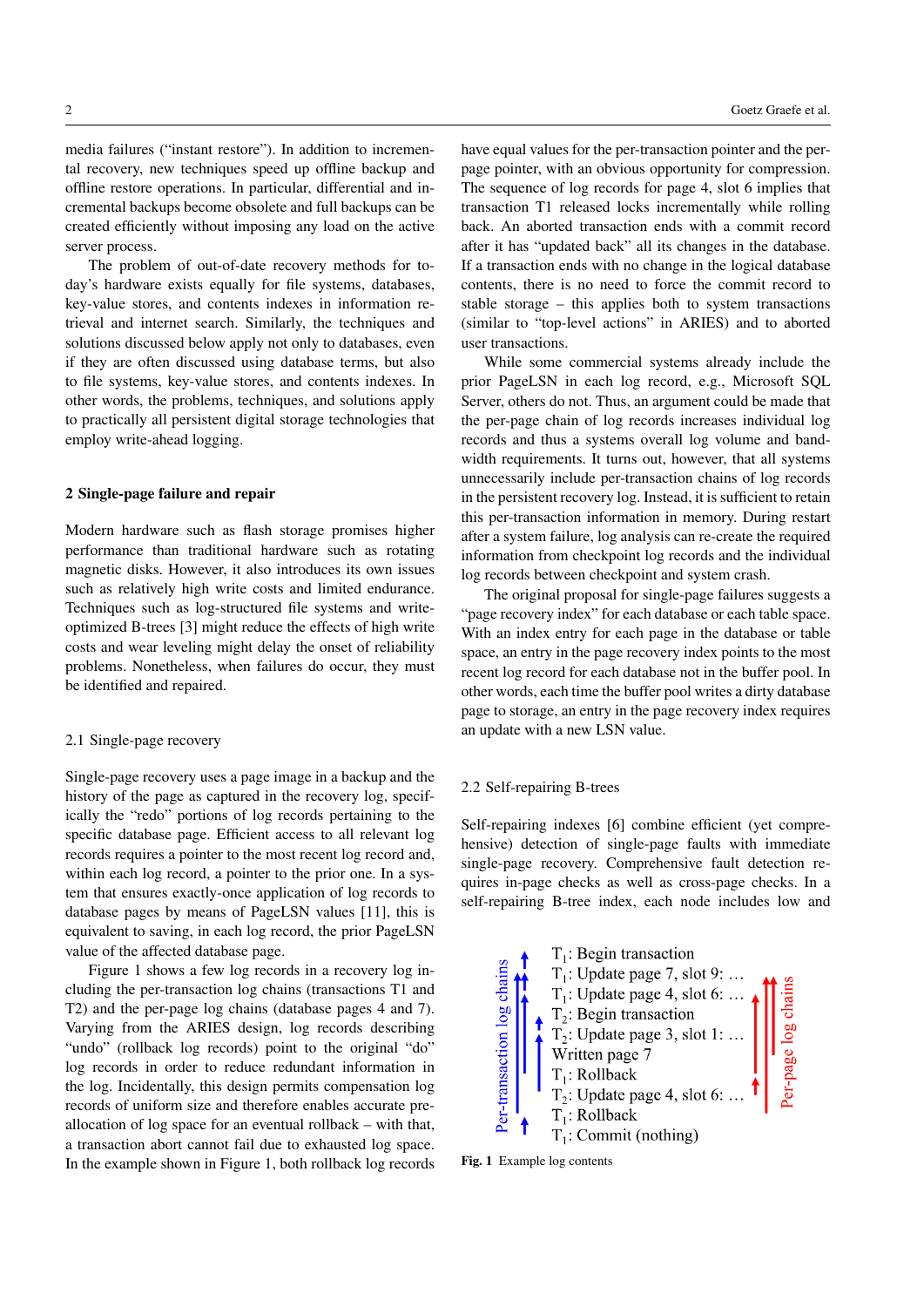media failures (“instant restore”). In addition to incremental recovery, new techniques speed up offline backup and offline restore operations. In particular, differential and incremental backups become obsolete and full backups can be created efficiently without imposing any load on the active server process.

The problem of out-of-date recovery methods for today’s hardware exists equally for file systems, databases, key-value stores, and contents indexes in information retrieval and internet search. Similarly, the techniques and solutions discussed below apply not only to databases, even if they are often discussed using database terms, but also to file systems, key-value stores, and contents indexes. In other words, the problems, techniques, and solutions apply to practically all persistent digital storage technologies that employ write-ahead logging.

## 2 Single-page failure and repair

Modern hardware such as flash storage promises higher performance than traditional hardware such as rotating magnetic disks. However, it also introduces its own issues such as relatively high write costs and limited endurance. Techniques such as log-structured file systems and write-optimized B-trees [3] might reduce the effects of high write costs and wear leveling might delay the onset of reliability problems. Nonetheless, when failures do occur, they must be identified and repaired.

### 2.1 Single-page recovery

Single-page recovery uses a page image in a backup and the history of the page as captured in the recovery log, specifically the “redo” portions of log records pertaining to the specific database page. Efficient access to all relevant log records requires a pointer to the most recent log record and, within each log record, a pointer to the prior one. In a system that ensures exactly-once application of log records to database pages by means of PageLSN values [11], this is equivalent to saving, in each log record, the prior PageLSN value of the affected database page.

Figure 1 shows a few log records in a recovery log including the per-transaction log chains (transactions T1 and T2) and the per-page log chains (database pages 4 and 7). Varying from the ARIES design, log records describing “undo” (rollback log records) point to the original “do” log records in order to reduce redundant information in the log. Incidentally, this design permits compensation log records of uniform size and therefore enables accurate pre-allocation of log space for an eventual rollback – with that, a transaction abort cannot fail due to exhausted log space. In the example shown in Figure 1, both rollback log records have equal values for the per-transaction pointer and the per-page pointer, with an obvious opportunity for compression. The sequence of log records for page 4, slot 6 implies that transaction T1 released locks incrementally while rolling back. An aborted transaction ends with a commit record after it has “updated back” all its changes in the database. If a transaction ends with no change in the logical database contents, there is no need to force the commit record to stable storage – this applies both to system transactions (similar to “top-level actions” in ARIES) and to aborted user transactions.

While some commercial systems already include the prior PageLSN in each log record, e.g., Microsoft SQL Server, others do not. Thus, an argument could be made that the per-page chain of log records increases individual log records and thus a systems overall log volume and bandwidth requirements. It turns out, however, that all systems unnecessarily include per-transaction chains of log records in the persistent recovery log. Instead, it is sufficient to retain this per-transaction information in memory. During restart after a system failure, log analysis can re-create the required information from checkpoint log records and the individual log records between checkpoint and system crash.

The original proposal for single-page failures suggests a “page recovery index” for each database or each table space. With an index entry for each page in the database or table space, an entry in the page recovery index points to the most recent log record for each database not in the buffer pool. In other words, each time the buffer pool writes a dirty database page to storage, an entry in the page recovery index requires an update with a new LSN value.

### 2.2 Self-repairing B-trees

Self-repairing indexes [6] combine efficient (yet comprehensive) detection of single-page faults with immediate single-page recovery. Comprehensive fault detection requires in-page checks as well as cross-page checks. In a self-repairing B-tree index, each node includes low and

Per-transaction log chains

$T_1$: Begin transaction
$T_1$: Update page 7, slot 9: …
$T_1$: Update page 4, slot 6: …
$T_2$: Begin transaction
$T_2$: Update page 3, slot 1: …
Written page 7
$T_1$: Rollback
$T_2$: Update page 4, slot 6: …
$T_1$: Rollback
$T_1$: Commit (nothing)

Per-page log chains

**Fig. 1** Example log contents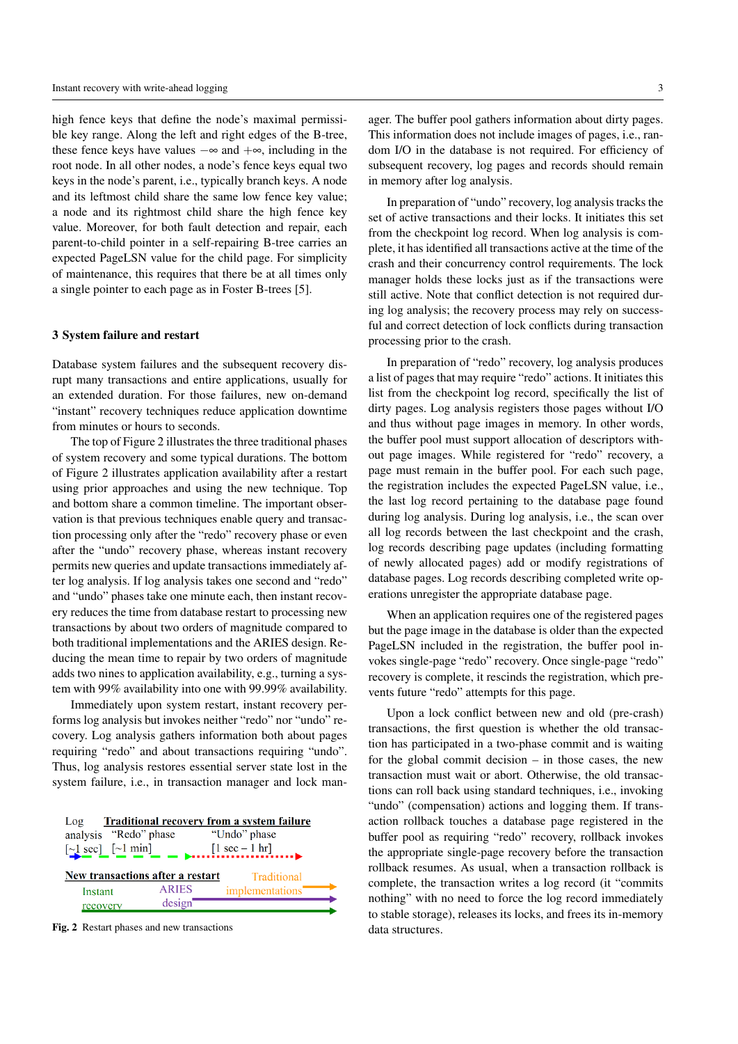high fence keys that define the node's maximal permissible key range. Along the left and right edges of the B-tree, these fence keys have values $-\infty$ and $+\infty$, including in the root node. In all other nodes, a node's fence keys equal two keys in the node's parent, i.e., typically branch keys. A node and its leftmost child share the same low fence key value; a node and its rightmost child share the high fence key value. Moreover, for both fault detection and repair, each parent-to-child pointer in a self-repairing B-tree carries an expected PageLSN value for the child page. For simplicity of maintenance, this requires that there be at all times only a single pointer to each page as in Foster B-trees [5].

## 3 System failure and restart

Database system failures and the subsequent recovery disrupt many transactions and entire applications, usually for an extended duration. For those failures, new on-demand "instant" recovery techniques reduce application downtime from minutes or hours to seconds.

The top of Figure 2 illustrates the three traditional phases of system recovery and some typical durations. The bottom of Figure 2 illustrates application availability after a restart using prior approaches and using the new technique. Top and bottom share a common timeline. The important observation is that previous techniques enable query and transaction processing only after the "redo" recovery phase or even after the "undo" recovery phase, whereas instant recovery permits new queries and update transactions immediately after log analysis. If log analysis takes one second and "redo" and "undo" phases take one minute each, then instant recovery reduces the time from database restart to processing new transactions by about two orders of magnitude compared to both traditional implementations and the ARIES design. Reducing the mean time to repair by two orders of magnitude adds two nines to application availability, e.g., turning a system with 99% availability into one with 99.99% availability.

Immediately upon system restart, instant recovery performs log analysis but invokes neither "redo" nor "undo" recovery. Log analysis gathers information both about pages requiring "redo" and about transactions requiring "undo". Thus, log analysis restores essential server state lost in the system failure, i.e., in transaction manager and lock manager. The buffer pool gathers information about dirty pages. This information does not include images of pages, i.e., random I/O in the database is not required. For efficiency of subsequent recovery, log pages and records should remain in memory after log analysis.

Log analysis [~1 sec] — "Redo" phase [~1 min] — "Undo" phase [1 sec – 1 hr] — **Traditional recovery from a system failure**

**New transactions after a restart**: Instant recovery — ARIES design — Traditional implementations

Fig. 2 Restart phases and new transactions

In preparation of "undo" recovery, log analysis tracks the set of active transactions and their locks. It initiates this set from the checkpoint log record. When log analysis is complete, it has identified all transactions active at the time of the crash and their concurrency control requirements. The lock manager holds these locks just as if the transactions were still active. Note that conflict detection is not required during log analysis; the recovery process may rely on successful and correct detection of lock conflicts during transaction processing prior to the crash.

In preparation of "redo" recovery, log analysis produces a list of pages that may require "redo" actions. It initiates this list from the checkpoint log record, specifically the list of dirty pages. Log analysis registers those pages without I/O and thus without page images in memory. In other words, the buffer pool must support allocation of descriptors without page images. While registered for "redo" recovery, a page must remain in the buffer pool. For each such page, the registration includes the expected PageLSN value, i.e., the last log record pertaining to the database page found during log analysis. During log analysis, i.e., the scan over all log records between the last checkpoint and the crash, log records describing page updates (including formatting of newly allocated pages) add or modify registrations of database pages. Log records describing completed write operations unregister the appropriate database page.

When an application requires one of the registered pages but the page image in the database is older than the expected PageLSN included in the registration, the buffer pool invokes single-page "redo" recovery. Once single-page "redo" recovery is complete, it rescinds the registration, which prevents future "redo" attempts for this page.

Upon a lock conflict between new and old (pre-crash) transactions, the first question is whether the old transaction has participated in a two-phase commit and is waiting for the global commit decision – in those cases, the new transaction must wait or abort. Otherwise, the old transactions can roll back using standard techniques, i.e., invoking "undo" (compensation) actions and logging them. If transaction rollback touches a database page registered in the buffer pool as requiring "redo" recovery, rollback invokes the appropriate single-page recovery before the transaction rollback resumes. As usual, when a transaction rollback is complete, the transaction writes a log record (it "commits nothing" with no need to force the log record immediately to stable storage), releases its locks, and frees its in-memory data structures.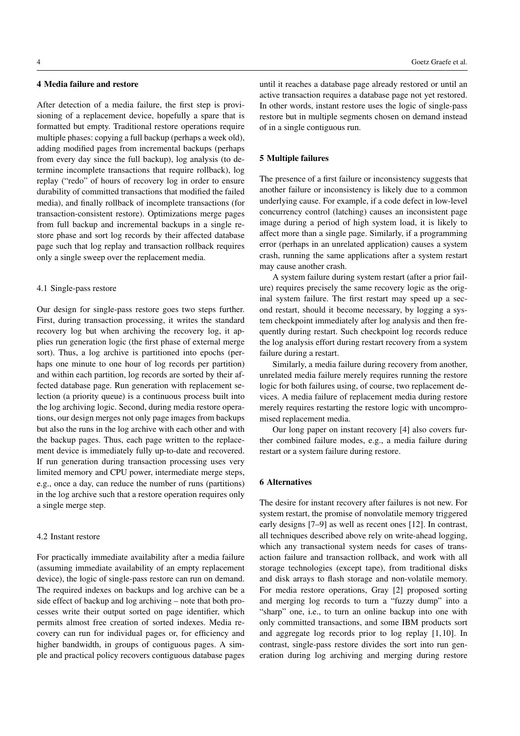## 4 Media failure and restore

After detection of a media failure, the first step is provisioning of a replacement device, hopefully a spare that is formatted but empty. Traditional restore operations require multiple phases: copying a full backup (perhaps a week old), adding modified pages from incremental backups (perhaps from every day since the full backup), log analysis (to determine incomplete transactions that require rollback), log replay ("redo" of hours of recovery log in order to ensure durability of committed transactions that modified the failed media), and finally rollback of incomplete transactions (for transaction-consistent restore). Optimizations merge pages from full backup and incremental backups in a single restore phase and sort log records by their affected database page such that log replay and transaction rollback requires only a single sweep over the replacement media.

### 4.1 Single-pass restore

Our design for single-pass restore goes two steps further. First, during transaction processing, it writes the standard recovery log but when archiving the recovery log, it applies run generation logic (the first phase of external merge sort). Thus, a log archive is partitioned into epochs (perhaps one minute to one hour of log records per partition) and within each partition, log records are sorted by their affected database page. Run generation with replacement selection (a priority queue) is a continuous process built into the log archiving logic. Second, during media restore operations, our design merges not only page images from backups but also the runs in the log archive with each other and with the backup pages. Thus, each page written to the replacement device is immediately fully up-to-date and recovered. If run generation during transaction processing uses very limited memory and CPU power, intermediate merge steps, e.g., once a day, can reduce the number of runs (partitions) in the log archive such that a restore operation requires only a single merge step.

### 4.2 Instant restore

For practically immediate availability after a media failure (assuming immediate availability of an empty replacement device), the logic of single-pass restore can run on demand. The required indexes on backups and log archive can be a side effect of backup and log archiving – note that both processes write their output sorted on page identifier, which permits almost free creation of sorted indexes. Media recovery can run for individual pages or, for efficiency and higher bandwidth, in groups of contiguous pages. A simple and practical policy recovers contiguous database pages until it reaches a database page already restored or until an active transaction requires a database page not yet restored. In other words, instant restore uses the logic of single-pass restore but in multiple segments chosen on demand instead of in a single contiguous run.

## 5 Multiple failures

The presence of a first failure or inconsistency suggests that another failure or inconsistency is likely due to a common underlying cause. For example, if a code defect in low-level concurrency control (latching) causes an inconsistent page image during a period of high system load, it is likely to affect more than a single page. Similarly, if a programming error (perhaps in an unrelated application) causes a system crash, running the same applications after a system restart may cause another crash.

A system failure during system restart (after a prior failure) requires precisely the same recovery logic as the original system failure. The first restart may speed up a second restart, should it become necessary, by logging a system checkpoint immediately after log analysis and then frequently during restart. Such checkpoint log records reduce the log analysis effort during restart recovery from a system failure during a restart.

Similarly, a media failure during recovery from another, unrelated media failure merely requires running the restore logic for both failures using, of course, two replacement devices. A media failure of replacement media during restore merely requires restarting the restore logic with uncompromised replacement media.

Our long paper on instant recovery [4] also covers further combined failure modes, e.g., a media failure during restart or a system failure during restore.

## 6 Alternatives

The desire for instant recovery after failures is not new. For system restart, the promise of nonvolatile memory triggered early designs [7–9] as well as recent ones [12]. In contrast, all techniques described above rely on write-ahead logging, which any transactional system needs for cases of transaction failure and transaction rollback, and work with all storage technologies (except tape), from traditional disks and disk arrays to flash storage and non-volatile memory. For media restore operations, Gray [2] proposed sorting and merging log records to turn a "fuzzy dump" into a "sharp" one, i.e., to turn an online backup into one with only committed transactions, and some IBM products sort and aggregate log records prior to log replay [1, 10]. In contrast, single-pass restore divides the sort into run generation during log archiving and merging during restore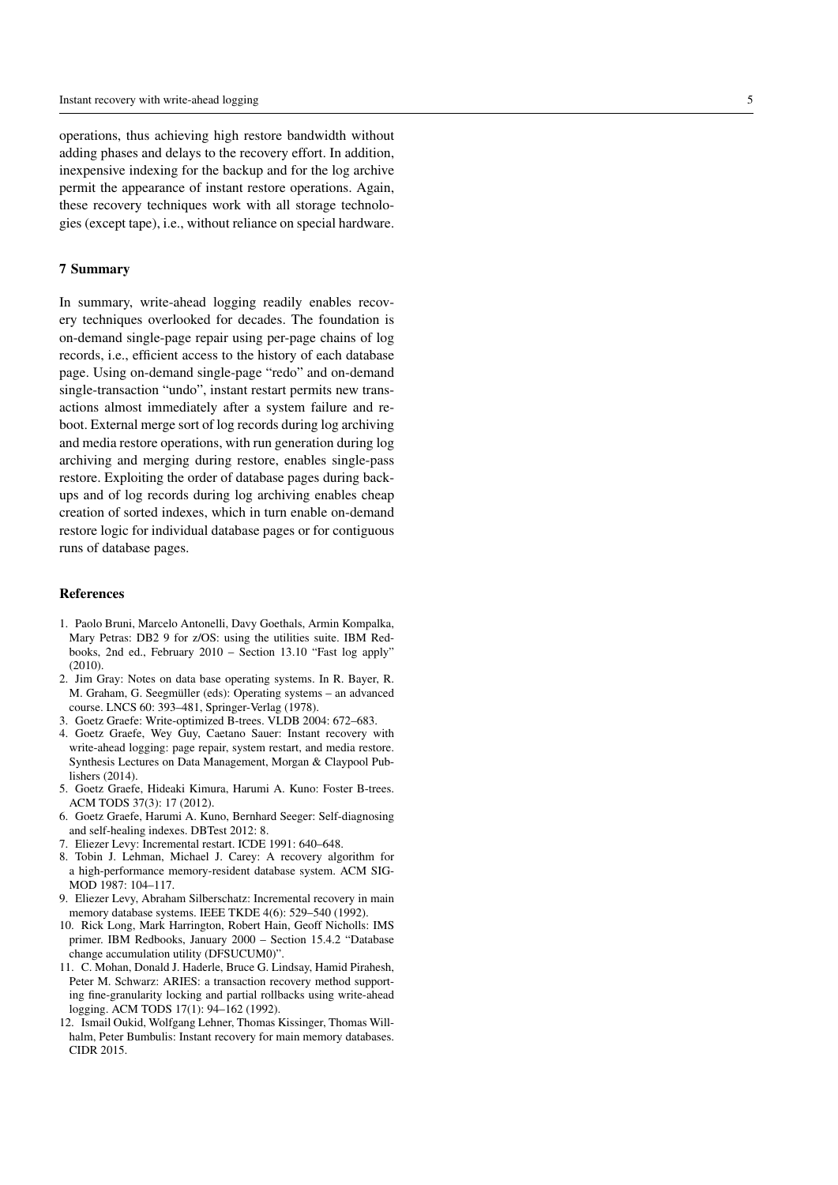operations, thus achieving high restore bandwidth without adding phases and delays to the recovery effort. In addition, inexpensive indexing for the backup and for the log archive permit the appearance of instant restore operations. Again, these recovery techniques work with all storage technologies (except tape), i.e., without reliance on special hardware.

## 7 Summary

In summary, write-ahead logging readily enables recovery techniques overlooked for decades. The foundation is on-demand single-page repair using per-page chains of log records, i.e., efficient access to the history of each database page. Using on-demand single-page "redo" and on-demand single-transaction "undo", instant restart permits new transactions almost immediately after a system failure and reboot. External merge sort of log records during log archiving and media restore operations, with run generation during log archiving and merging during restore, enables single-pass restore. Exploiting the order of database pages during backups and of log records during log archiving enables cheap creation of sorted indexes, which in turn enable on-demand restore logic for individual database pages or for contiguous runs of database pages.

## References

1. Paolo Bruni, Marcelo Antonelli, Davy Goethals, Armin Kompalka, Mary Petras: DB2 9 for z/OS: using the utilities suite. IBM Redbooks, 2nd ed., February 2010 – Section 13.10 "Fast log apply" (2010).
2. Jim Gray: Notes on data base operating systems. In R. Bayer, R. M. Graham, G. Seegmüller (eds): Operating systems – an advanced course. LNCS 60: 393–481, Springer-Verlag (1978).
3. Goetz Graefe: Write-optimized B-trees. VLDB 2004: 672–683.
4. Goetz Graefe, Wey Guy, Caetano Sauer: Instant recovery with write-ahead logging: page repair, system restart, and media restore. Synthesis Lectures on Data Management, Morgan & Claypool Publishers (2014).
5. Goetz Graefe, Hideaki Kimura, Harumi A. Kuno: Foster B-trees. ACM TODS 37(3): 17 (2012).
6. Goetz Graefe, Harumi A. Kuno, Bernhard Seeger: Self-diagnosing and self-healing indexes. DBTest 2012: 8.
7. Eliezer Levy: Incremental restart. ICDE 1991: 640–648.
8. Tobin J. Lehman, Michael J. Carey: A recovery algorithm for a high-performance memory-resident database system. ACM SIGMOD 1987: 104–117.
9. Eliezer Levy, Abraham Silberschatz: Incremental recovery in main memory database systems. IEEE TKDE 4(6): 529–540 (1992).
10. Rick Long, Mark Harrington, Robert Hain, Geoff Nicholls: IMS primer. IBM Redbooks, January 2000 – Section 15.4.2 "Database change accumulation utility (DFSUCUM0)".
11. C. Mohan, Donald J. Haderle, Bruce G. Lindsay, Hamid Pirahesh, Peter M. Schwarz: ARIES: a transaction recovery method supporting fine-granularity locking and partial rollbacks using write-ahead logging. ACM TODS 17(1): 94–162 (1992).
12. Ismail Oukid, Wolfgang Lehner, Thomas Kissinger, Thomas Willhalm, Peter Bumbulis: Instant recovery for main memory databases. CIDR 2015.